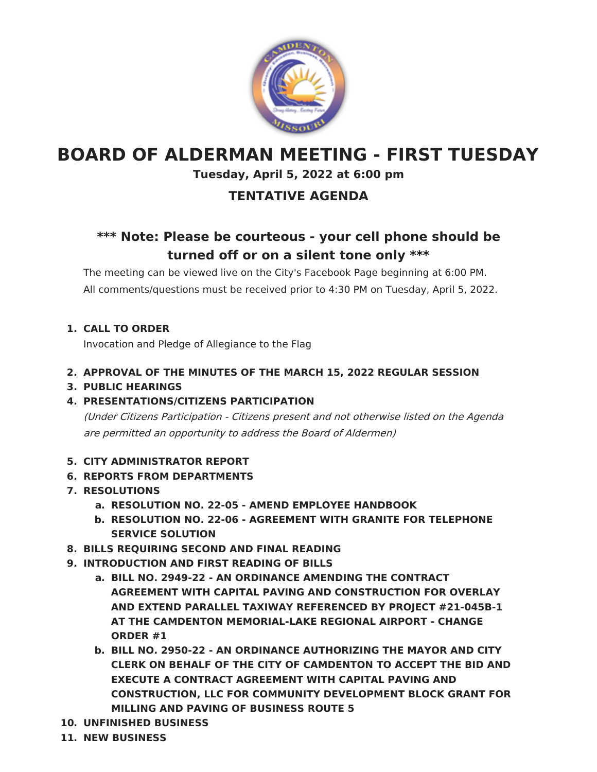# BOARD OF ALDERMAN MEETING - FIRST TUESDAY

**Tuesday, April 5, 2022 at 6:00 pm**

## TENTATIVE AGENDA

### *** Note: Please be courteous - your cell phone should be turned off or on a silent tone only ***

The meeting can be viewed live on the City's Facebook Page beginning at 6:00 PM.
All comments/questions must be received prior to 4:30 PM on Tuesday, April 5, 2022.

1. **CALL TO ORDER**
   Invocation and Pledge of Allegiance to the Flag
2. **APPROVAL OF THE MINUTES OF THE MARCH 15, 2022 REGULAR SESSION**
3. **PUBLIC HEARINGS**
4. **PRESENTATIONS/CITIZENS PARTICIPATION**
   *(Under Citizens Participation - Citizens present and not otherwise listed on the Agenda are permitted an opportunity to address the Board of Aldermen)*
5. **CITY ADMINISTRATOR REPORT**
6. **REPORTS FROM DEPARTMENTS**
7. **RESOLUTIONS**
   a. **RESOLUTION NO. 22-05 - AMEND EMPLOYEE HANDBOOK**
   b. **RESOLUTION NO. 22-06 - AGREEMENT WITH GRANITE FOR TELEPHONE SERVICE SOLUTION**
8. **BILLS REQUIRING SECOND AND FINAL READING**
9. **INTRODUCTION AND FIRST READING OF BILLS**
   a. **BILL NO. 2949-22 - AN ORDINANCE AMENDING THE CONTRACT AGREEMENT WITH CAPITAL PAVING AND CONSTRUCTION FOR OVERLAY AND EXTEND PARALLEL TAXIWAY REFERENCED BY PROJECT #21-045B-1 AT THE CAMDENTON MEMORIAL-LAKE REGIONAL AIRPORT - CHANGE ORDER #1**
   b. **BILL NO. 2950-22 - AN ORDINANCE AUTHORIZING THE MAYOR AND CITY CLERK ON BEHALF OF THE CITY OF CAMDENTON TO ACCEPT THE BID AND EXECUTE A CONTRACT AGREEMENT WITH CAPITAL PAVING AND CONSTRUCTION, LLC FOR COMMUNITY DEVELOPMENT BLOCK GRANT FOR MILLING AND PAVING OF BUSINESS ROUTE 5**
10. **UNFINISHED BUSINESS**
11. **NEW BUSINESS**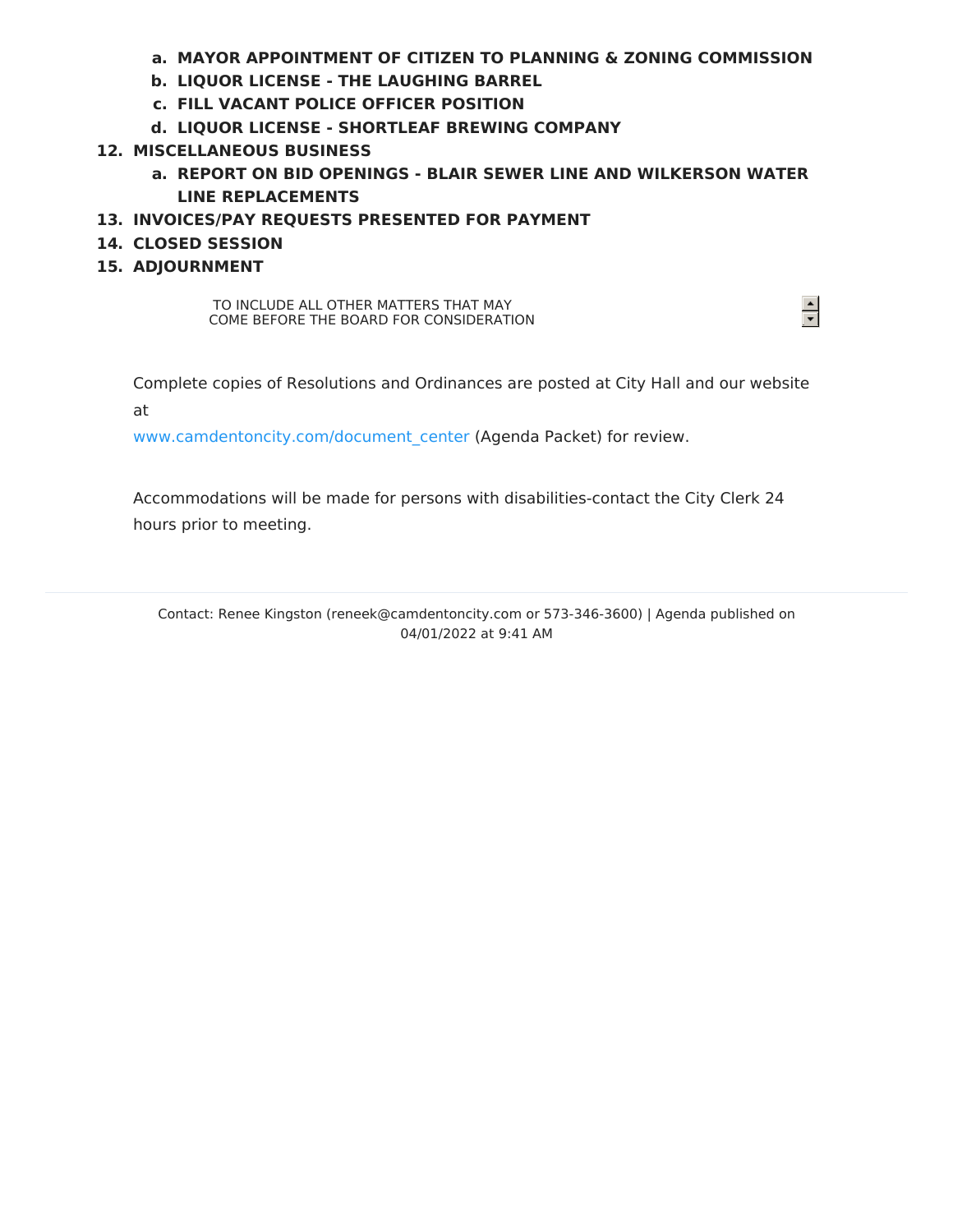- a. **MAYOR APPOINTMENT OF CITIZEN TO PLANNING & ZONING COMMISSION**
- b. **LIQUOR LICENSE - THE LAUGHING BARREL**
- c. **FILL VACANT POLICE OFFICER POSITION**
- d. **LIQUOR LICENSE - SHORTLEAF BREWING COMPANY**

12. **MISCELLANEOUS BUSINESS**
    - a. **REPORT ON BID OPENINGS - BLAIR SEWER LINE AND WILKERSON WATER LINE REPLACEMENTS**
13. **INVOICES/PAY REQUESTS PRESENTED FOR PAYMENT**
14. **CLOSED SESSION**
15. **ADJOURNMENT**

TO INCLUDE ALL OTHER MATTERS THAT MAY
COME BEFORE THE BOARD FOR CONSIDERATION

Complete copies of Resolutions and Ordinances are posted at City Hall and our website at
www.camdentoncity.com/document_center (Agenda Packet) for review.

Accommodations will be made for persons with disabilities-contact the City Clerk 24 hours prior to meeting.

---

Contact: Renee Kingston (reneek@camdentoncity.com or 573-346-3600) | Agenda published on 04/01/2022 at 9:41 AM